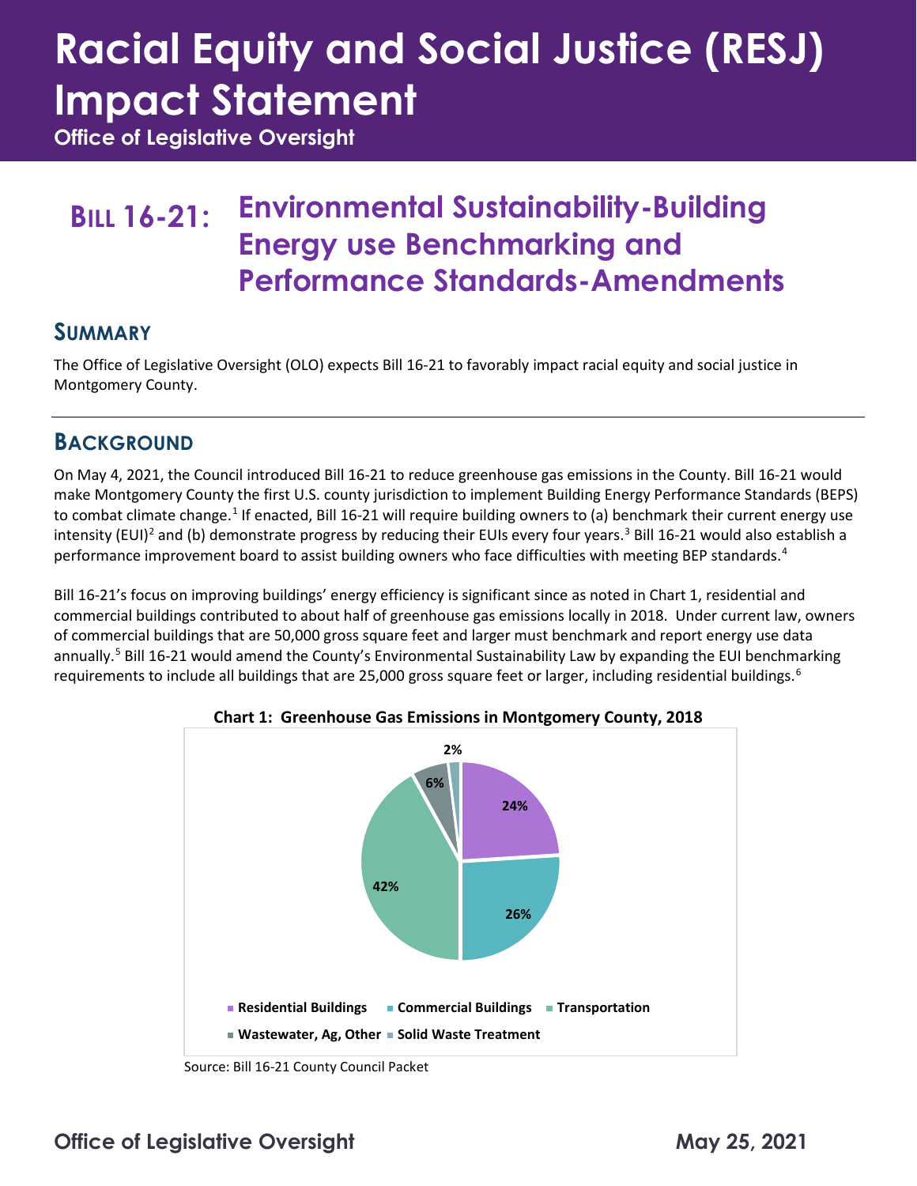# Racial Equity and Social Justice (RESJ) Impact Statement

**Office of Legislative Oversight**

## BILL 16-21: Environmental Sustainability-Building Energy use Benchmarking and Performance Standards-Amendments

## SUMMARY

The Office of Legislative Oversight (OLO) expects Bill 16-21 to favorably impact racial equity and social justice in Montgomery County.

## BACKGROUND

On May 4, 2021, the Council introduced Bill 16-21 to reduce greenhouse gas emissions in the County. Bill 16-21 would make Montgomery County the first U.S. county jurisdiction to implement Building Energy Performance Standards (BEPS) to combat climate change.[1] If enacted, Bill 16-21 will require building owners to (a) benchmark their current energy use intensity (EUI)[2] and (b) demonstrate progress by reducing their EUIs every four years.[3] Bill 16-21 would also establish a performance improvement board to assist building owners who face difficulties with meeting BEP standards.[4]

Bill 16-21's focus on improving buildings' energy efficiency is significant since as noted in Chart 1, residential and commercial buildings contributed to about half of greenhouse gas emissions locally in 2018. Under current law, owners of commercial buildings that are 50,000 gross square feet and larger must benchmark and report energy use data annually.[5] Bill 16-21 would amend the County's Environmental Sustainability Law by expanding the EUI benchmarking requirements to include all buildings that are 25,000 gross square feet or larger, including residential buildings.[6]

**Chart 1: Greenhouse Gas Emissions in Montgomery County, 2018**

| Category | Share |
|---|---|
| Residential Buildings | 24% |
| Commercial Buildings | 26% |
| Transportation | 42% |
| Wastewater, Ag, Other | 6% |
| Solid Waste Treatment | 2% |

Source: Bill 16-21 County Council Packet

Office of Legislative Oversight May 25, 2021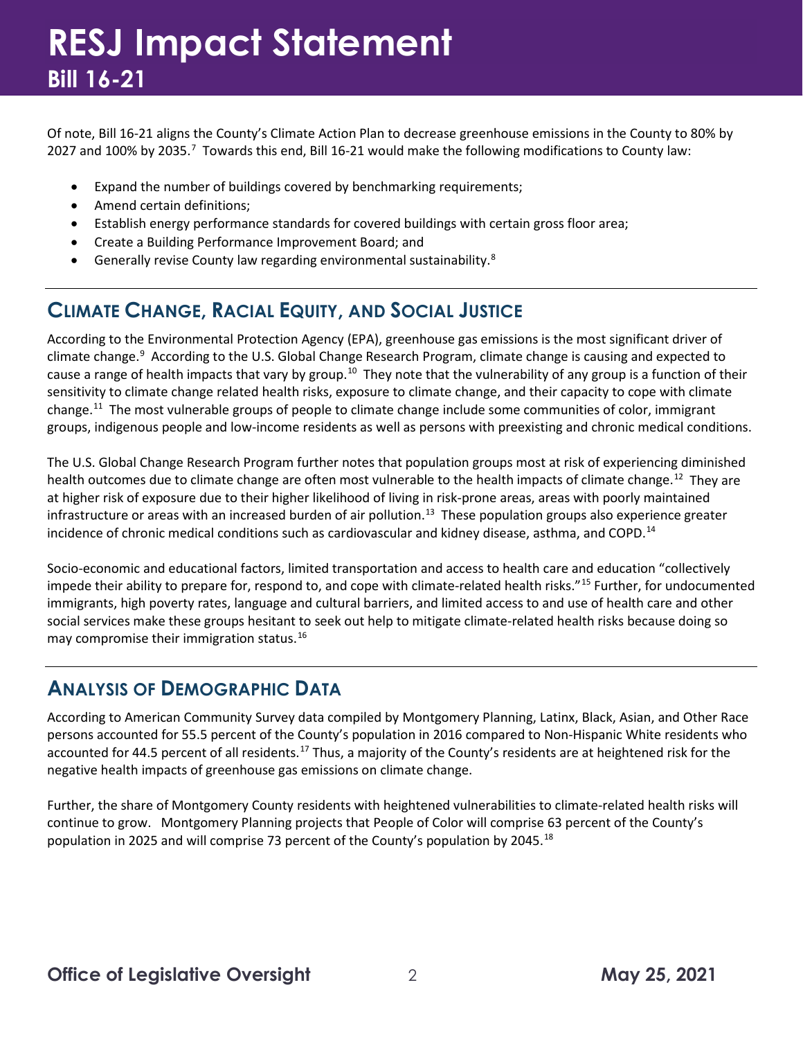Of note, Bill 16-21 aligns the County's Climate Action Plan to decrease greenhouse emissions in the County to 80% by 2027 and 100% by 2035.[7] Towards this end, Bill 16-21 would make the following modifications to County law:

- Expand the number of buildings covered by benchmarking requirements;
- Amend certain definitions;
- Establish energy performance standards for covered buildings with certain gross floor area;
- Create a Building Performance Improvement Board; and
- Generally revise County law regarding environmental sustainability.[8]

## Climate Change, Racial Equity, and Social Justice

According to the Environmental Protection Agency (EPA), greenhouse gas emissions is the most significant driver of climate change.[9] According to the U.S. Global Change Research Program, climate change is causing and expected to cause a range of health impacts that vary by group.[10] They note that the vulnerability of any group is a function of their sensitivity to climate change related health risks, exposure to climate change, and their capacity to cope with climate change.[11] The most vulnerable groups of people to climate change include some communities of color, immigrant groups, indigenous people and low-income residents as well as persons with preexisting and chronic medical conditions.

The U.S. Global Change Research Program further notes that population groups most at risk of experiencing diminished health outcomes due to climate change are often most vulnerable to the health impacts of climate change.[12] They are at higher risk of exposure due to their higher likelihood of living in risk-prone areas, areas with poorly maintained infrastructure or areas with an increased burden of air pollution.[13] These population groups also experience greater incidence of chronic medical conditions such as cardiovascular and kidney disease, asthma, and COPD.[14]

Socio-economic and educational factors, limited transportation and access to health care and education "collectively impede their ability to prepare for, respond to, and cope with climate-related health risks."[15] Further, for undocumented immigrants, high poverty rates, language and cultural barriers, and limited access to and use of health care and other social services make these groups hesitant to seek out help to mitigate climate-related health risks because doing so may compromise their immigration status.[16]

## Analysis of Demographic Data

According to American Community Survey data compiled by Montgomery Planning, Latinx, Black, Asian, and Other Race persons accounted for 55.5 percent of the County's population in 2016 compared to Non-Hispanic White residents who accounted for 44.5 percent of all residents.[17] Thus, a majority of the County's residents are at heightened risk for the negative health impacts of greenhouse gas emissions on climate change.

Further, the share of Montgomery County residents with heightened vulnerabilities to climate-related health risks will continue to grow. Montgomery Planning projects that People of Color will comprise 63 percent of the County's population in 2025 and will comprise 73 percent of the County's population by 2045.[18]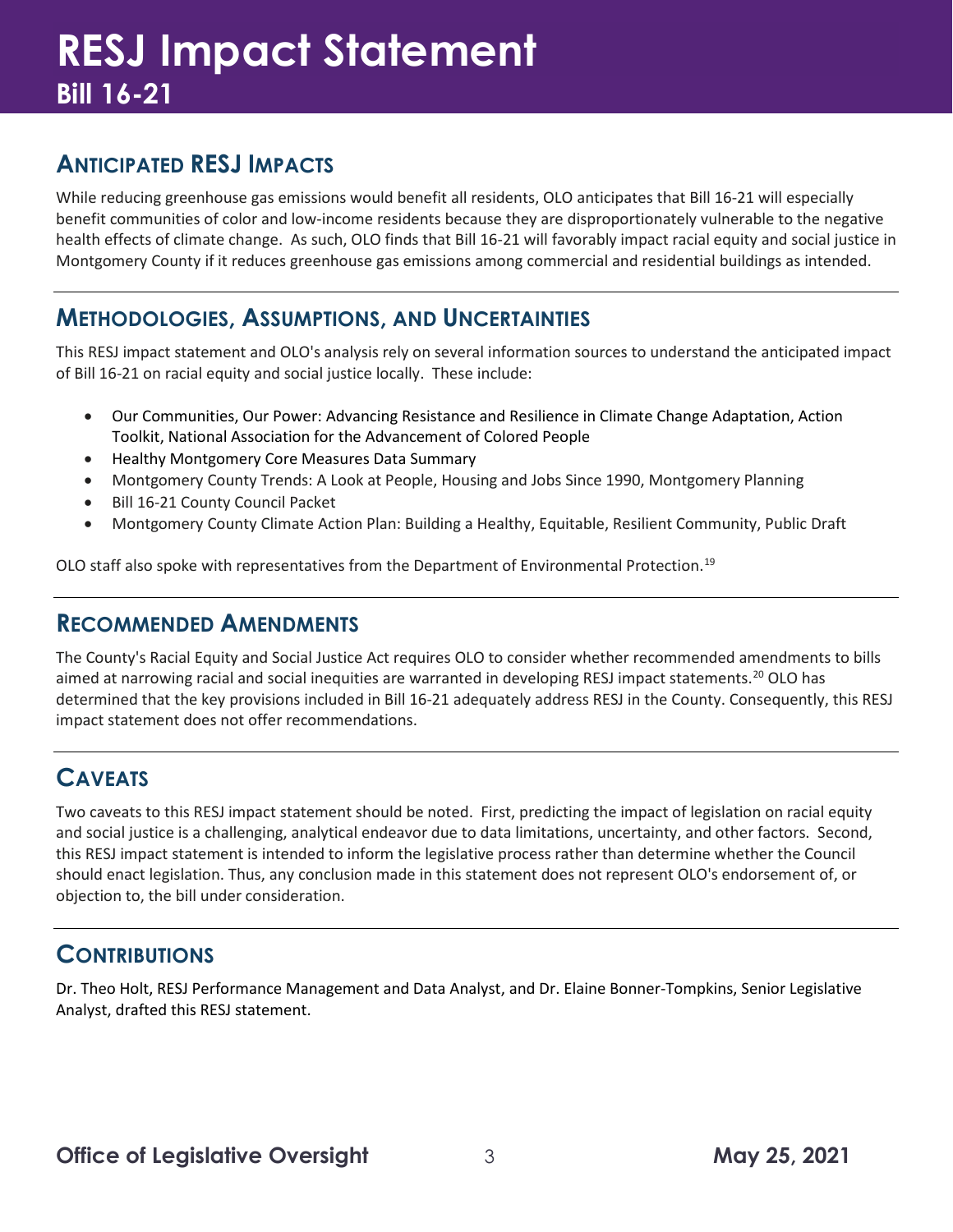# RESJ Impact Statement
## Bill 16-21

## Anticipated RESJ Impacts

While reducing greenhouse gas emissions would benefit all residents, OLO anticipates that Bill 16-21 will especially benefit communities of color and low-income residents because they are disproportionately vulnerable to the negative health effects of climate change. As such, OLO finds that Bill 16-21 will favorably impact racial equity and social justice in Montgomery County if it reduces greenhouse gas emissions among commercial and residential buildings as intended.

## Methodologies, Assumptions, and Uncertainties

This RESJ impact statement and OLO's analysis rely on several information sources to understand the anticipated impact of Bill 16-21 on racial equity and social justice locally. These include:

- Our Communities, Our Power: Advancing Resistance and Resilience in Climate Change Adaptation, Action Toolkit, National Association for the Advancement of Colored People
- Healthy Montgomery Core Measures Data Summary
- Montgomery County Trends: A Look at People, Housing and Jobs Since 1990, Montgomery Planning
- Bill 16-21 County Council Packet
- Montgomery County Climate Action Plan: Building a Healthy, Equitable, Resilient Community, Public Draft

OLO staff also spoke with representatives from the Department of Environmental Protection.[19]

## Recommended Amendments

The County's Racial Equity and Social Justice Act requires OLO to consider whether recommended amendments to bills aimed at narrowing racial and social inequities are warranted in developing RESJ impact statements.[20] OLO has determined that the key provisions included in Bill 16-21 adequately address RESJ in the County. Consequently, this RESJ impact statement does not offer recommendations.

## Caveats

Two caveats to this RESJ impact statement should be noted. First, predicting the impact of legislation on racial equity and social justice is a challenging, analytical endeavor due to data limitations, uncertainty, and other factors. Second, this RESJ impact statement is intended to inform the legislative process rather than determine whether the Council should enact legislation. Thus, any conclusion made in this statement does not represent OLO's endorsement of, or objection to, the bill under consideration.

## Contributions

Dr. Theo Holt, RESJ Performance Management and Data Analyst, and Dr. Elaine Bonner-Tompkins, Senior Legislative Analyst, drafted this RESJ statement.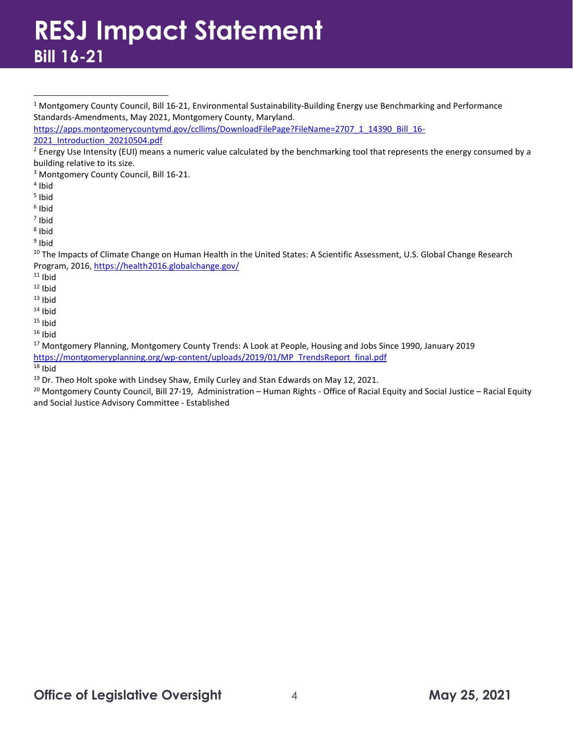[1] Montgomery County Council, Bill 16-21, Environmental Sustainability-Building Energy use Benchmarking and Performance Standards-Amendments, May 2021, Montgomery County, Maryland. https://apps.montgomerycountymd.gov/ccllims/DownloadFilePage?FileName=2707_1_14390_Bill_16-2021_Introduction_20210504.pdf

[2] Energy Use Intensity (EUI) means a numeric value calculated by the benchmarking tool that represents the energy consumed by a building relative to its size.

[3] Montgomery County Council, Bill 16-21.

[4] Ibid

[5] Ibid

[6] Ibid

[7] Ibid

[8] Ibid

[9] Ibid

[10] The Impacts of Climate Change on Human Health in the United States: A Scientific Assessment, U.S. Global Change Research Program, 2016, https://health2016.globalchange.gov/

[11] Ibid

[12] Ibid

[13] Ibid

[14] Ibid

[15] Ibid

[16] Ibid

[17] Montgomery Planning, Montgomery County Trends: A Look at People, Housing and Jobs Since 1990, January 2019 https://montgomeryplanning.org/wp-content/uploads/2019/01/MP_TrendsReport_final.pdf

[18] Ibid

[19] Dr. Theo Holt spoke with Lindsey Shaw, Emily Curley and Stan Edwards on May 12, 2021.

[20] Montgomery County Council, Bill 27-19, Administration – Human Rights - Office of Racial Equity and Social Justice – Racial Equity and Social Justice Advisory Committee - Established